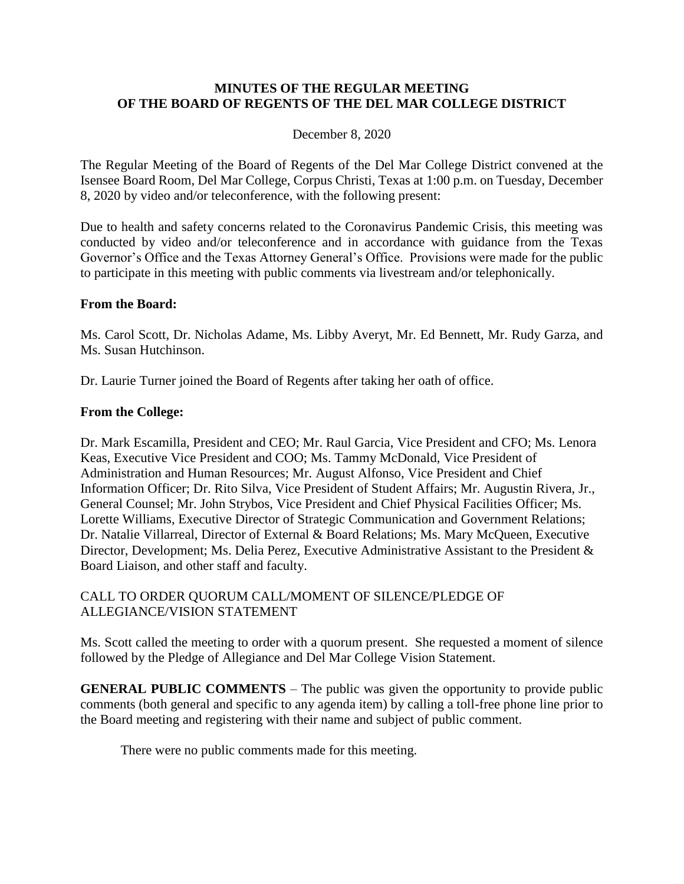# MINUTES OF THE REGULAR MEETING OF THE BOARD OF REGENTS OF THE DEL MAR COLLEGE DISTRICT

December 8, 2020

The Regular Meeting of the Board of Regents of the Del Mar College District convened at the Isensee Board Room, Del Mar College, Corpus Christi, Texas at 1:00 p.m. on Tuesday, December 8, 2020 by video and/or teleconference, with the following present:

Due to health and safety concerns related to the Coronavirus Pandemic Crisis, this meeting was conducted by video and/or teleconference and in accordance with guidance from the Texas Governor's Office and the Texas Attorney General's Office. Provisions were made for the public to participate in this meeting with public comments via livestream and/or telephonically.

**From the Board:**

Ms. Carol Scott, Dr. Nicholas Adame, Ms. Libby Averyt, Mr. Ed Bennett, Mr. Rudy Garza, and Ms. Susan Hutchinson.

Dr. Laurie Turner joined the Board of Regents after taking her oath of office.

**From the College:**

Dr. Mark Escamilla, President and CEO; Mr. Raul Garcia, Vice President and CFO; Ms. Lenora Keas, Executive Vice President and COO; Ms. Tammy McDonald, Vice President of Administration and Human Resources; Mr. August Alfonso, Vice President and Chief Information Officer; Dr. Rito Silva, Vice President of Student Affairs; Mr. Augustin Rivera, Jr., General Counsel; Mr. John Strybos, Vice President and Chief Physical Facilities Officer; Ms. Lorette Williams, Executive Director of Strategic Communication and Government Relations; Dr. Natalie Villarreal, Director of External & Board Relations; Ms. Mary McQueen, Executive Director, Development; Ms. Delia Perez, Executive Administrative Assistant to the President & Board Liaison, and other staff and faculty.

CALL TO ORDER QUORUM CALL/MOMENT OF SILENCE/PLEDGE OF ALLEGIANCE/VISION STATEMENT

Ms. Scott called the meeting to order with a quorum present. She requested a moment of silence followed by the Pledge of Allegiance and Del Mar College Vision Statement.

**GENERAL PUBLIC COMMENTS** – The public was given the opportunity to provide public comments (both general and specific to any agenda item) by calling a toll-free phone line prior to the Board meeting and registering with their name and subject of public comment.

There were no public comments made for this meeting.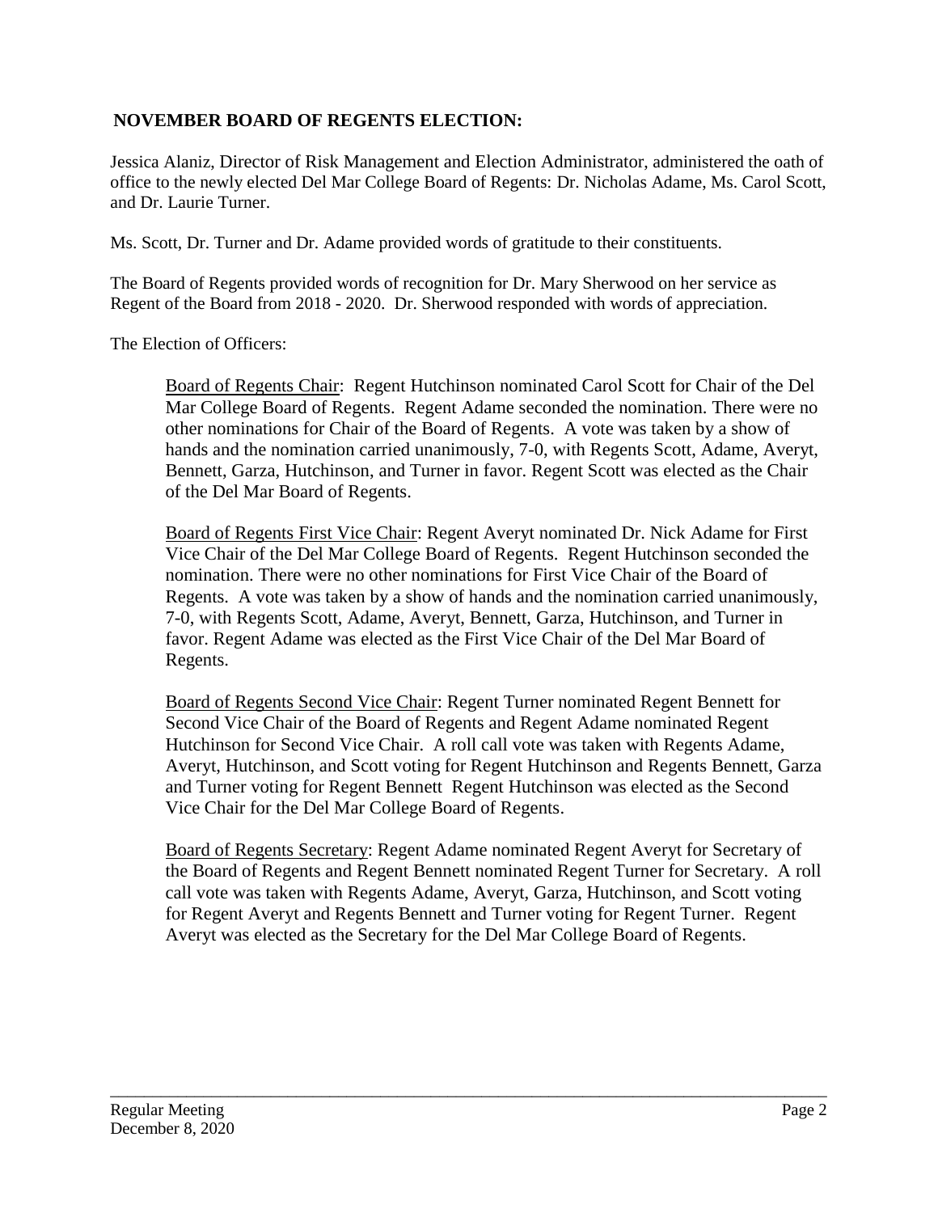## NOVEMBER BOARD OF REGENTS ELECTION:

Jessica Alaniz, Director of Risk Management and Election Administrator, administered the oath of office to the newly elected Del Mar College Board of Regents: Dr. Nicholas Adame, Ms. Carol Scott, and Dr. Laurie Turner.

Ms. Scott, Dr. Turner and Dr. Adame provided words of gratitude to their constituents.

The Board of Regents provided words of recognition for Dr. Mary Sherwood on her service as Regent of the Board from 2018 - 2020. Dr. Sherwood responded with words of appreciation.

The Election of Officers:

Board of Regents Chair: Regent Hutchinson nominated Carol Scott for Chair of the Del Mar College Board of Regents. Regent Adame seconded the nomination. There were no other nominations for Chair of the Board of Regents. A vote was taken by a show of hands and the nomination carried unanimously, 7-0, with Regents Scott, Adame, Averyt, Bennett, Garza, Hutchinson, and Turner in favor. Regent Scott was elected as the Chair of the Del Mar Board of Regents.

Board of Regents First Vice Chair: Regent Averyt nominated Dr. Nick Adame for First Vice Chair of the Del Mar College Board of Regents. Regent Hutchinson seconded the nomination. There were no other nominations for First Vice Chair of the Board of Regents. A vote was taken by a show of hands and the nomination carried unanimously, 7-0, with Regents Scott, Adame, Averyt, Bennett, Garza, Hutchinson, and Turner in favor. Regent Adame was elected as the First Vice Chair of the Del Mar Board of Regents.

Board of Regents Second Vice Chair: Regent Turner nominated Regent Bennett for Second Vice Chair of the Board of Regents and Regent Adame nominated Regent Hutchinson for Second Vice Chair. A roll call vote was taken with Regents Adame, Averyt, Hutchinson, and Scott voting for Regent Hutchinson and Regents Bennett, Garza and Turner voting for Regent Bennett Regent Hutchinson was elected as the Second Vice Chair for the Del Mar College Board of Regents.

Board of Regents Secretary: Regent Adame nominated Regent Averyt for Secretary of the Board of Regents and Regent Bennett nominated Regent Turner for Secretary. A roll call vote was taken with Regents Adame, Averyt, Garza, Hutchinson, and Scott voting for Regent Averyt and Regents Bennett and Turner voting for Regent Turner. Regent Averyt was elected as the Secretary for the Del Mar College Board of Regents.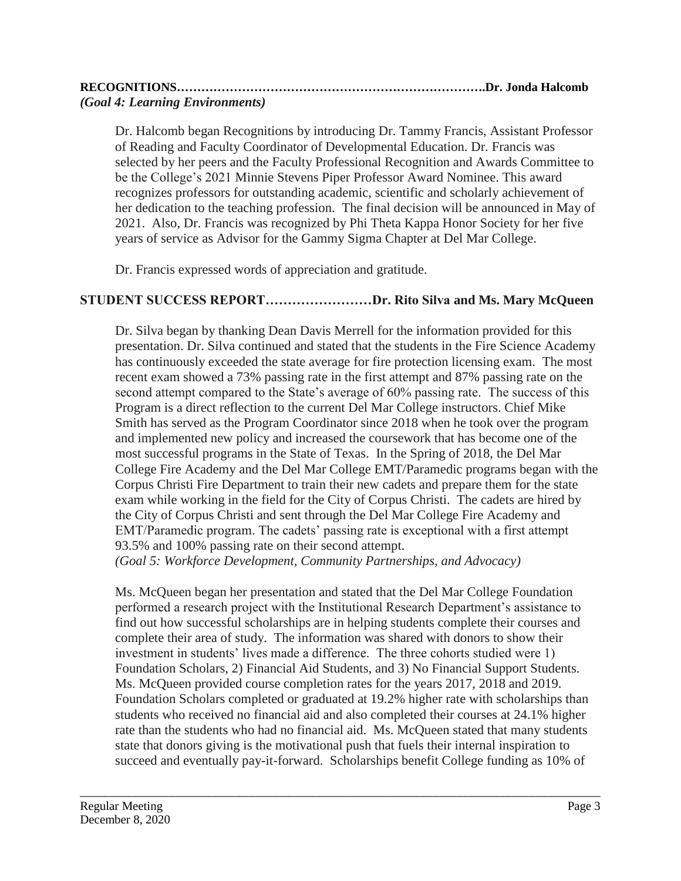**RECOGNITIONS……………………………………………………………….Dr. Jonda Halcomb**
***(Goal 4: Learning Environments)***

Dr. Halcomb began Recognitions by introducing Dr. Tammy Francis, Assistant Professor of Reading and Faculty Coordinator of Developmental Education. Dr. Francis was selected by her peers and the Faculty Professional Recognition and Awards Committee to be the College's 2021 Minnie Stevens Piper Professor Award Nominee. This award recognizes professors for outstanding academic, scientific and scholarly achievement of her dedication to the teaching profession. The final decision will be announced in May of 2021. Also, Dr. Francis was recognized by Phi Theta Kappa Honor Society for her five years of service as Advisor for the Gammy Sigma Chapter at Del Mar College.

Dr. Francis expressed words of appreciation and gratitude.

**STUDENT SUCCESS REPORT……………………Dr. Rito Silva and Ms. Mary McQueen**

Dr. Silva began by thanking Dean Davis Merrell for the information provided for this presentation. Dr. Silva continued and stated that the students in the Fire Science Academy has continuously exceeded the state average for fire protection licensing exam. The most recent exam showed a 73% passing rate in the first attempt and 87% passing rate on the second attempt compared to the State's average of 60% passing rate. The success of this Program is a direct reflection to the current Del Mar College instructors. Chief Mike Smith has served as the Program Coordinator since 2018 when he took over the program and implemented new policy and increased the coursework that has become one of the most successful programs in the State of Texas. In the Spring of 2018, the Del Mar College Fire Academy and the Del Mar College EMT/Paramedic programs began with the Corpus Christi Fire Department to train their new cadets and prepare them for the state exam while working in the field for the City of Corpus Christi. The cadets are hired by the City of Corpus Christi and sent through the Del Mar College Fire Academy and EMT/Paramedic program. The cadets' passing rate is exceptional with a first attempt 93.5% and 100% passing rate on their second attempt.
*(Goal 5: Workforce Development, Community Partnerships, and Advocacy)*

Ms. McQueen began her presentation and stated that the Del Mar College Foundation performed a research project with the Institutional Research Department's assistance to find out how successful scholarships are in helping students complete their courses and complete their area of study. The information was shared with donors to show their investment in students' lives made a difference. The three cohorts studied were 1) Foundation Scholars, 2) Financial Aid Students, and 3) No Financial Support Students. Ms. McQueen provided course completion rates for the years 2017, 2018 and 2019. Foundation Scholars completed or graduated at 19.2% higher rate with scholarships than students who received no financial aid and also completed their courses at 24.1% higher rate than the students who had no financial aid. Ms. McQueen stated that many students state that donors giving is the motivational push that fuels their internal inspiration to succeed and eventually pay-it-forward. Scholarships benefit College funding as 10% of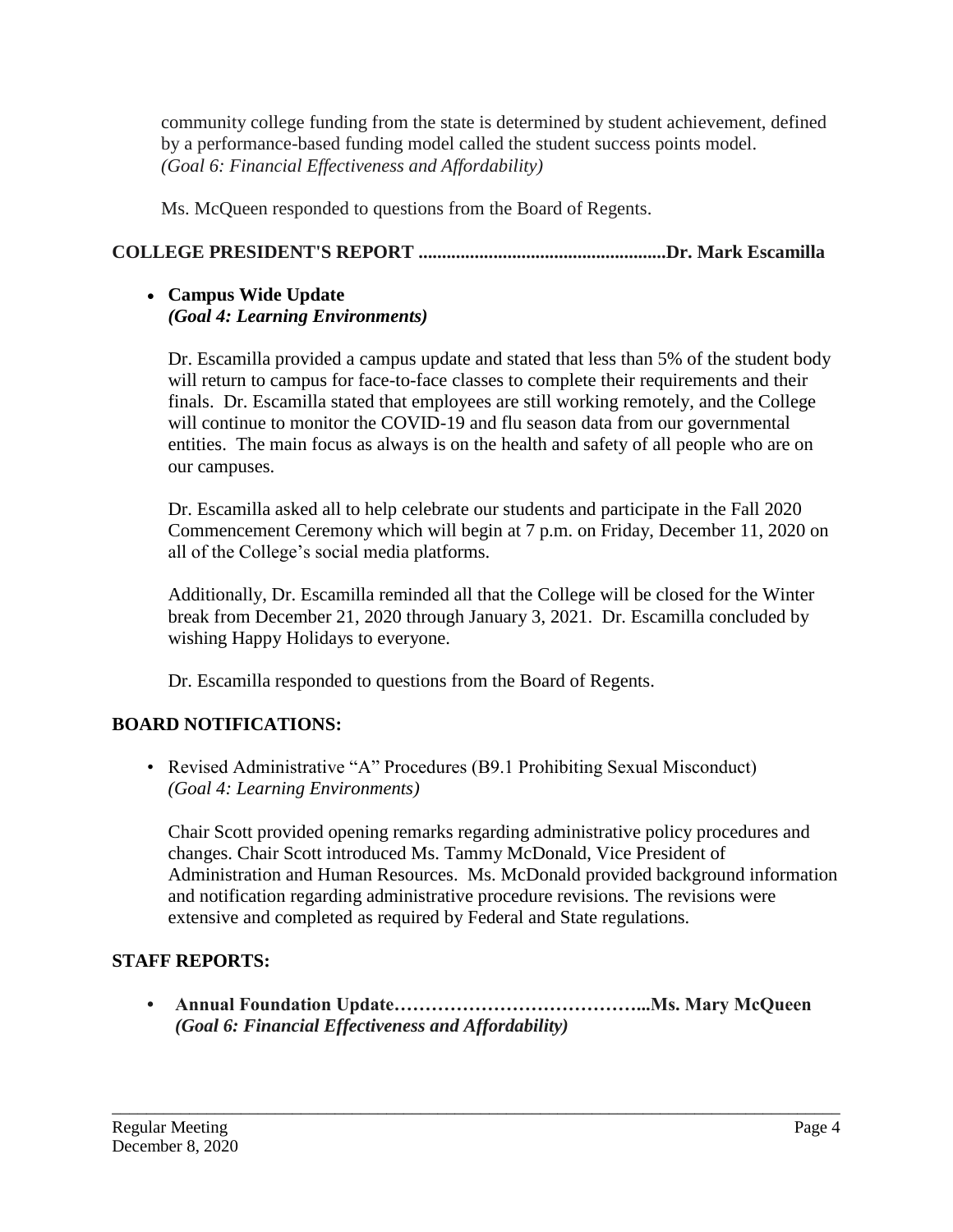community college funding from the state is determined by student achievement, defined by a performance-based funding model called the student success points model.
*(Goal 6: Financial Effectiveness and Affordability)*

Ms. McQueen responded to questions from the Board of Regents.

**COLLEGE PRESIDENT'S REPORT ....................................................Dr. Mark Escamilla**

- **Campus Wide Update**
  ***(Goal 4: Learning Environments)***

  Dr. Escamilla provided a campus update and stated that less than 5% of the student body will return to campus for face-to-face classes to complete their requirements and their finals. Dr. Escamilla stated that employees are still working remotely, and the College will continue to monitor the COVID-19 and flu season data from our governmental entities. The main focus as always is on the health and safety of all people who are on our campuses.

  Dr. Escamilla asked all to help celebrate our students and participate in the Fall 2020 Commencement Ceremony which will begin at 7 p.m. on Friday, December 11, 2020 on all of the College's social media platforms.

  Additionally, Dr. Escamilla reminded all that the College will be closed for the Winter break from December 21, 2020 through January 3, 2021. Dr. Escamilla concluded by wishing Happy Holidays to everyone.

  Dr. Escamilla responded to questions from the Board of Regents.

**BOARD NOTIFICATIONS:**

- Revised Administrative "A" Procedures (B9.1 Prohibiting Sexual Misconduct)
  *(Goal 4: Learning Environments)*

  Chair Scott provided opening remarks regarding administrative policy procedures and changes. Chair Scott introduced Ms. Tammy McDonald, Vice President of Administration and Human Resources. Ms. McDonald provided background information and notification regarding administrative procedure revisions. The revisions were extensive and completed as required by Federal and State regulations.

**STAFF REPORTS:**

- **Annual Foundation Update…………………………………...Ms. Mary McQueen**
  ***(Goal 6: Financial Effectiveness and Affordability)***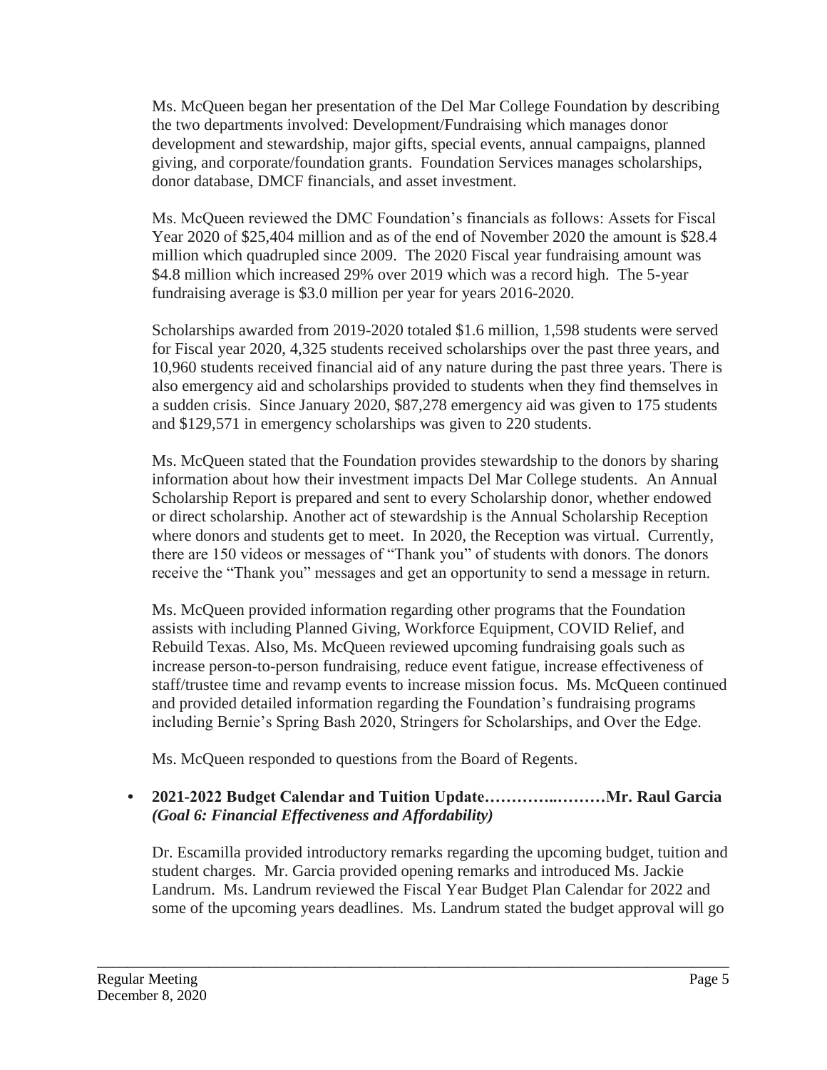Ms. McQueen began her presentation of the Del Mar College Foundation by describing the two departments involved: Development/Fundraising which manages donor development and stewardship, major gifts, special events, annual campaigns, planned giving, and corporate/foundation grants. Foundation Services manages scholarships, donor database, DMCF financials, and asset investment.

Ms. McQueen reviewed the DMC Foundation's financials as follows: Assets for Fiscal Year 2020 of $25,404 million and as of the end of November 2020 the amount is $28.4 million which quadrupled since 2009. The 2020 Fiscal year fundraising amount was $4.8 million which increased 29% over 2019 which was a record high. The 5-year fundraising average is $3.0 million per year for years 2016-2020.

Scholarships awarded from 2019-2020 totaled $1.6 million, 1,598 students were served for Fiscal year 2020, 4,325 students received scholarships over the past three years, and 10,960 students received financial aid of any nature during the past three years. There is also emergency aid and scholarships provided to students when they find themselves in a sudden crisis. Since January 2020, $87,278 emergency aid was given to 175 students and $129,571 in emergency scholarships was given to 220 students.

Ms. McQueen stated that the Foundation provides stewardship to the donors by sharing information about how their investment impacts Del Mar College students. An Annual Scholarship Report is prepared and sent to every Scholarship donor, whether endowed or direct scholarship. Another act of stewardship is the Annual Scholarship Reception where donors and students get to meet. In 2020, the Reception was virtual. Currently, there are 150 videos or messages of "Thank you" of students with donors. The donors receive the "Thank you" messages and get an opportunity to send a message in return.

Ms. McQueen provided information regarding other programs that the Foundation assists with including Planned Giving, Workforce Equipment, COVID Relief, and Rebuild Texas. Also, Ms. McQueen reviewed upcoming fundraising goals such as increase person-to-person fundraising, reduce event fatigue, increase effectiveness of staff/trustee time and revamp events to increase mission focus. Ms. McQueen continued and provided detailed information regarding the Foundation's fundraising programs including Bernie's Spring Bash 2020, Stringers for Scholarships, and Over the Edge.

Ms. McQueen responded to questions from the Board of Regents.

- **2021-2022 Budget Calendar and Tuition Update…………..………Mr. Raul Garcia** ***(Goal 6: Financial Effectiveness and Affordability)***

  Dr. Escamilla provided introductory remarks regarding the upcoming budget, tuition and student charges. Mr. Garcia provided opening remarks and introduced Ms. Jackie Landrum. Ms. Landrum reviewed the Fiscal Year Budget Plan Calendar for 2022 and some of the upcoming years deadlines. Ms. Landrum stated the budget approval will go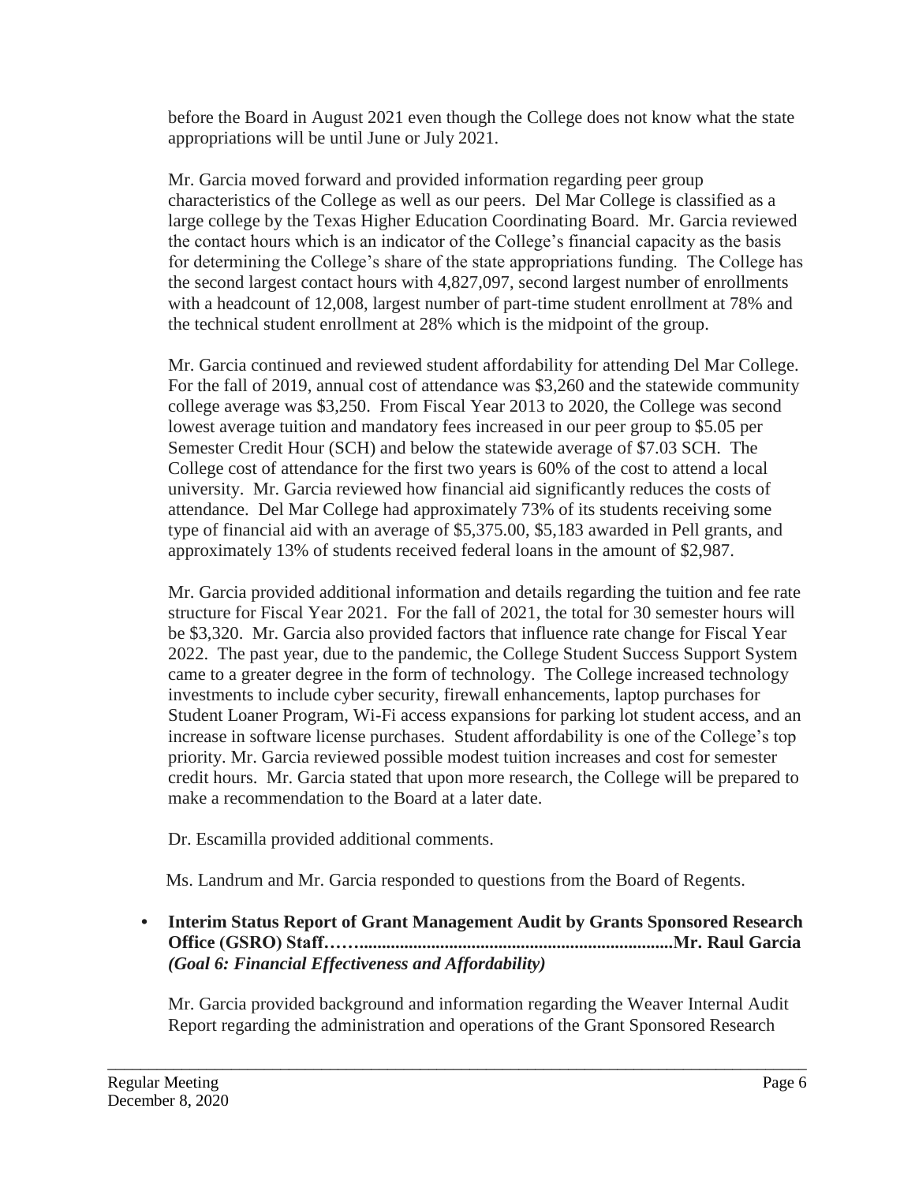before the Board in August 2021 even though the College does not know what the state appropriations will be until June or July 2021.

Mr. Garcia moved forward and provided information regarding peer group characteristics of the College as well as our peers. Del Mar College is classified as a large college by the Texas Higher Education Coordinating Board. Mr. Garcia reviewed the contact hours which is an indicator of the College's financial capacity as the basis for determining the College's share of the state appropriations funding. The College has the second largest contact hours with 4,827,097, second largest number of enrollments with a headcount of 12,008, largest number of part-time student enrollment at 78% and the technical student enrollment at 28% which is the midpoint of the group.

Mr. Garcia continued and reviewed student affordability for attending Del Mar College. For the fall of 2019, annual cost of attendance was $3,260 and the statewide community college average was $3,250. From Fiscal Year 2013 to 2020, the College was second lowest average tuition and mandatory fees increased in our peer group to $5.05 per Semester Credit Hour (SCH) and below the statewide average of $7.03 SCH. The College cost of attendance for the first two years is 60% of the cost to attend a local university. Mr. Garcia reviewed how financial aid significantly reduces the costs of attendance. Del Mar College had approximately 73% of its students receiving some type of financial aid with an average of $5,375.00, $5,183 awarded in Pell grants, and approximately 13% of students received federal loans in the amount of $2,987.

Mr. Garcia provided additional information and details regarding the tuition and fee rate structure for Fiscal Year 2021. For the fall of 2021, the total for 30 semester hours will be $3,320. Mr. Garcia also provided factors that influence rate change for Fiscal Year 2022. The past year, due to the pandemic, the College Student Success Support System came to a greater degree in the form of technology. The College increased technology investments to include cyber security, firewall enhancements, laptop purchases for Student Loaner Program, Wi-Fi access expansions for parking lot student access, and an increase in software license purchases. Student affordability is one of the College's top priority. Mr. Garcia reviewed possible modest tuition increases and cost for semester credit hours. Mr. Garcia stated that upon more research, the College will be prepared to make a recommendation to the Board at a later date.

Dr. Escamilla provided additional comments.

Ms. Landrum and Mr. Garcia responded to questions from the Board of Regents.

- **Interim Status Report of Grant Management Audit by Grants Sponsored Research Office (GSRO) Staff…….....................................................................Mr. Raul Garcia** ***(Goal 6: Financial Effectiveness and Affordability)***

  Mr. Garcia provided background and information regarding the Weaver Internal Audit Report regarding the administration and operations of the Grant Sponsored Research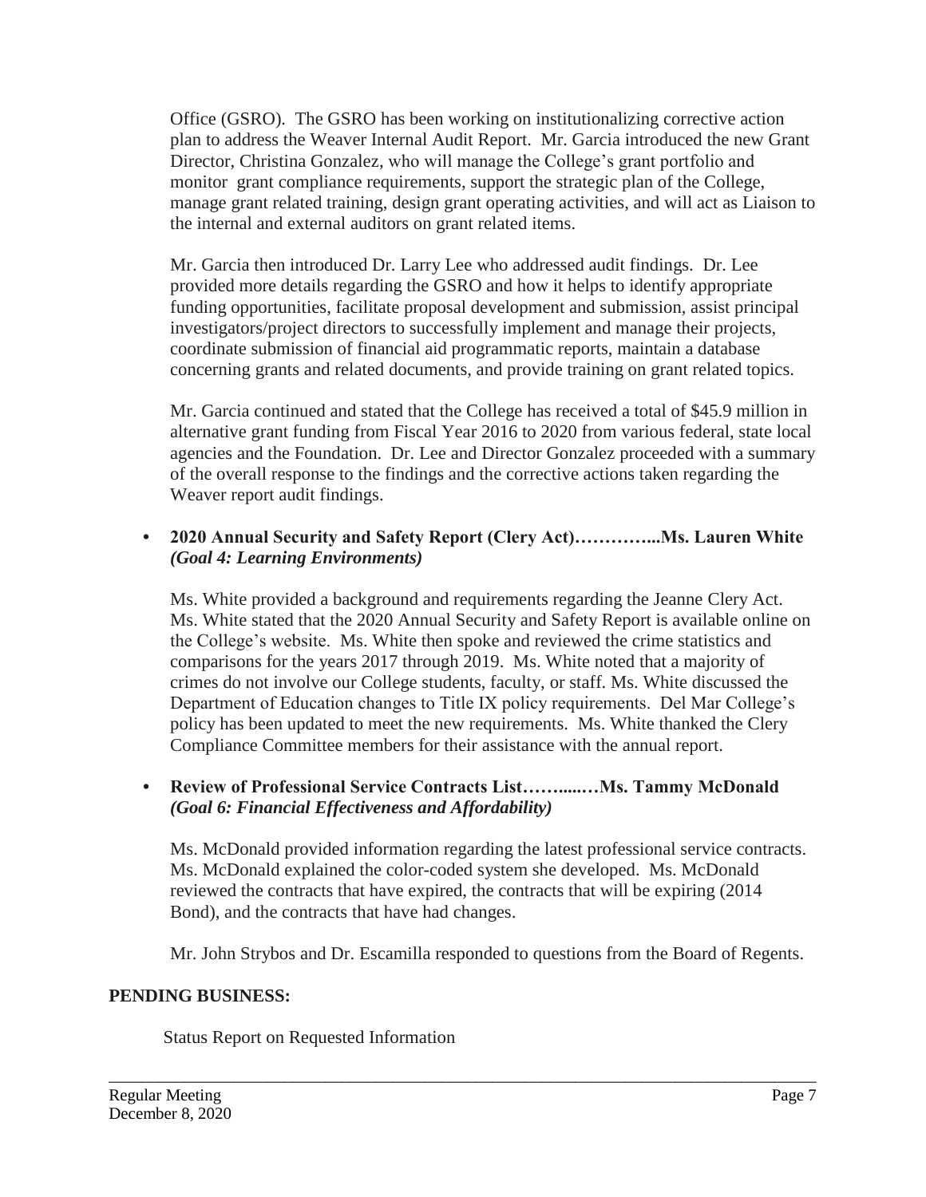Office (GSRO). The GSRO has been working on institutionalizing corrective action plan to address the Weaver Internal Audit Report. Mr. Garcia introduced the new Grant Director, Christina Gonzalez, who will manage the College's grant portfolio and monitor grant compliance requirements, support the strategic plan of the College, manage grant related training, design grant operating activities, and will act as Liaison to the internal and external auditors on grant related items.

Mr. Garcia then introduced Dr. Larry Lee who addressed audit findings. Dr. Lee provided more details regarding the GSRO and how it helps to identify appropriate funding opportunities, facilitate proposal development and submission, assist principal investigators/project directors to successfully implement and manage their projects, coordinate submission of financial aid programmatic reports, maintain a database concerning grants and related documents, and provide training on grant related topics.

Mr. Garcia continued and stated that the College has received a total of $45.9 million in alternative grant funding from Fiscal Year 2016 to 2020 from various federal, state local agencies and the Foundation. Dr. Lee and Director Gonzalez proceeded with a summary of the overall response to the findings and the corrective actions taken regarding the Weaver report audit findings.

- **2020 Annual Security and Safety Report (Clery Act)…………...Ms. Lauren White** ***(Goal 4: Learning Environments)***

  Ms. White provided a background and requirements regarding the Jeanne Clery Act. Ms. White stated that the 2020 Annual Security and Safety Report is available online on the College's website. Ms. White then spoke and reviewed the crime statistics and comparisons for the years 2017 through 2019. Ms. White noted that a majority of crimes do not involve our College students, faculty, or staff. Ms. White discussed the Department of Education changes to Title IX policy requirements. Del Mar College's policy has been updated to meet the new requirements. Ms. White thanked the Clery Compliance Committee members for their assistance with the annual report.

- **Review of Professional Service Contracts List……....…Ms. Tammy McDonald** ***(Goal 6: Financial Effectiveness and Affordability)***

  Ms. McDonald provided information regarding the latest professional service contracts. Ms. McDonald explained the color-coded system she developed. Ms. McDonald reviewed the contracts that have expired, the contracts that will be expiring (2014 Bond), and the contracts that have had changes.

  Mr. John Strybos and Dr. Escamilla responded to questions from the Board of Regents.

**PENDING BUSINESS:**

Status Report on Requested Information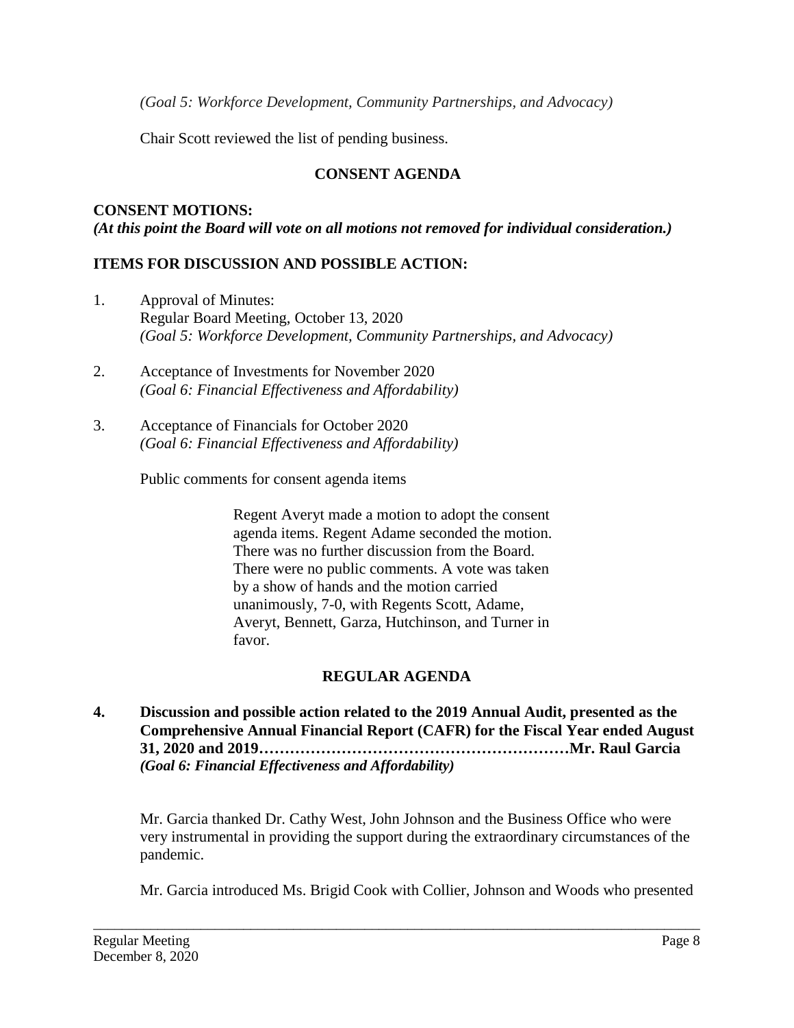*(Goal 5: Workforce Development, Community Partnerships, and Advocacy)*

Chair Scott reviewed the list of pending business.

## CONSENT AGENDA

**CONSENT MOTIONS:**
***(At this point the Board will vote on all motions not removed for individual consideration.)***

**ITEMS FOR DISCUSSION AND POSSIBLE ACTION:**

1. Approval of Minutes:
   Regular Board Meeting, October 13, 2020
   *(Goal 5: Workforce Development, Community Partnerships, and Advocacy)*

2. Acceptance of Investments for November 2020
   *(Goal 6: Financial Effectiveness and Affordability)*

3. Acceptance of Financials for October 2020
   *(Goal 6: Financial Effectiveness and Affordability)*

   Public comments for consent agenda items

> Regent Averyt made a motion to adopt the consent agenda items. Regent Adame seconded the motion. There was no further discussion from the Board. There were no public comments. A vote was taken by a show of hands and the motion carried unanimously, 7-0, with Regents Scott, Adame, Averyt, Bennett, Garza, Hutchinson, and Turner in favor.

## REGULAR AGENDA

**4. Discussion and possible action related to the 2019 Annual Audit, presented as the Comprehensive Annual Financial Report (CAFR) for the Fiscal Year ended August 31, 2020 and 2019……………………………………………………Mr. Raul Garcia**
***(Goal 6: Financial Effectiveness and Affordability)***

Mr. Garcia thanked Dr. Cathy West, John Johnson and the Business Office who were very instrumental in providing the support during the extraordinary circumstances of the pandemic.

Mr. Garcia introduced Ms. Brigid Cook with Collier, Johnson and Woods who presented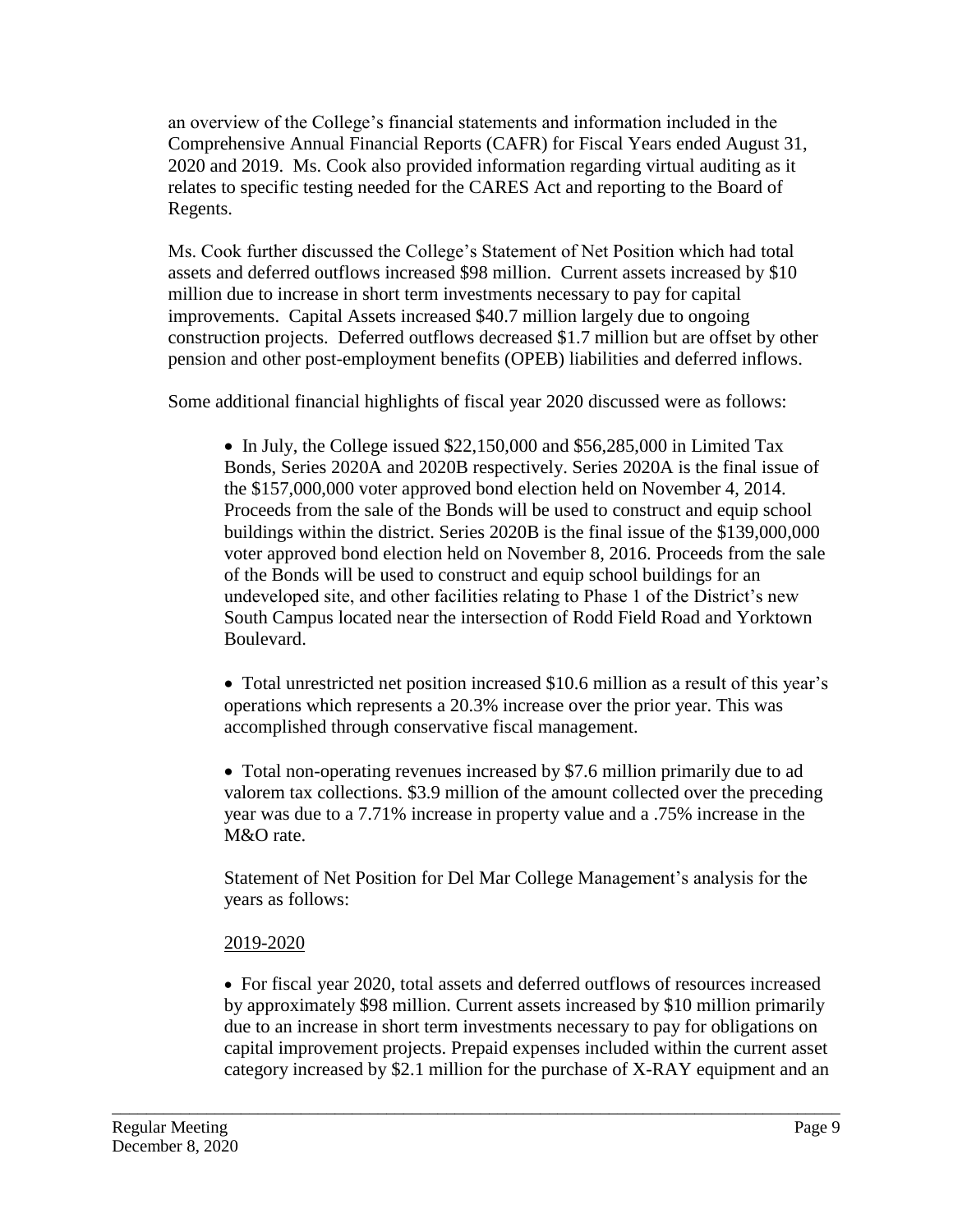an overview of the College's financial statements and information included in the Comprehensive Annual Financial Reports (CAFR) for Fiscal Years ended August 31, 2020 and 2019. Ms. Cook also provided information regarding virtual auditing as it relates to specific testing needed for the CARES Act and reporting to the Board of Regents.

Ms. Cook further discussed the College's Statement of Net Position which had total assets and deferred outflows increased $98 million. Current assets increased by $10 million due to increase in short term investments necessary to pay for capital improvements. Capital Assets increased $40.7 million largely due to ongoing construction projects. Deferred outflows decreased $1.7 million but are offset by other pension and other post-employment benefits (OPEB) liabilities and deferred inflows.

Some additional financial highlights of fiscal year 2020 discussed were as follows:

- In July, the College issued $22,150,000 and $56,285,000 in Limited Tax Bonds, Series 2020A and 2020B respectively. Series 2020A is the final issue of the $157,000,000 voter approved bond election held on November 4, 2014. Proceeds from the sale of the Bonds will be used to construct and equip school buildings within the district. Series 2020B is the final issue of the $139,000,000 voter approved bond election held on November 8, 2016. Proceeds from the sale of the Bonds will be used to construct and equip school buildings for an undeveloped site, and other facilities relating to Phase 1 of the District's new South Campus located near the intersection of Rodd Field Road and Yorktown Boulevard.

- Total unrestricted net position increased $10.6 million as a result of this year's operations which represents a 20.3% increase over the prior year. This was accomplished through conservative fiscal management.

- Total non-operating revenues increased by $7.6 million primarily due to ad valorem tax collections. $3.9 million of the amount collected over the preceding year was due to a 7.71% increase in property value and a .75% increase in the M&O rate.

Statement of Net Position for Del Mar College Management's analysis for the years as follows:

2019-2020

- For fiscal year 2020, total assets and deferred outflows of resources increased by approximately $98 million. Current assets increased by $10 million primarily due to an increase in short term investments necessary to pay for obligations on capital improvement projects. Prepaid expenses included within the current asset category increased by $2.1 million for the purchase of X-RAY equipment and an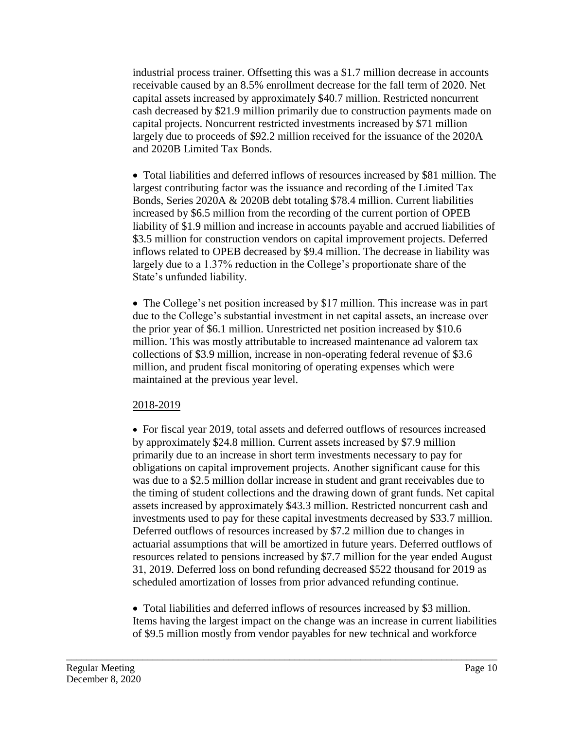industrial process trainer. Offsetting this was a $1.7 million decrease in accounts receivable caused by an 8.5% enrollment decrease for the fall term of 2020. Net capital assets increased by approximately $40.7 million. Restricted noncurrent cash decreased by $21.9 million primarily due to construction payments made on capital projects. Noncurrent restricted investments increased by $71 million largely due to proceeds of $92.2 million received for the issuance of the 2020A and 2020B Limited Tax Bonds.

- Total liabilities and deferred inflows of resources increased by $81 million. The largest contributing factor was the issuance and recording of the Limited Tax Bonds, Series 2020A & 2020B debt totaling $78.4 million. Current liabilities increased by $6.5 million from the recording of the current portion of OPEB liability of $1.9 million and increase in accounts payable and accrued liabilities of $3.5 million for construction vendors on capital improvement projects. Deferred inflows related to OPEB decreased by $9.4 million. The decrease in liability was largely due to a 1.37% reduction in the College's proportionate share of the State's unfunded liability.

- The College's net position increased by $17 million. This increase was in part due to the College's substantial investment in net capital assets, an increase over the prior year of $6.1 million. Unrestricted net position increased by $10.6 million. This was mostly attributable to increased maintenance ad valorem tax collections of $3.9 million, increase in non-operating federal revenue of $3.6 million, and prudent fiscal monitoring of operating expenses which were maintained at the previous year level.

2018-2019

- For fiscal year 2019, total assets and deferred outflows of resources increased by approximately $24.8 million. Current assets increased by $7.9 million primarily due to an increase in short term investments necessary to pay for obligations on capital improvement projects. Another significant cause for this was due to a $2.5 million dollar increase in student and grant receivables due to the timing of student collections and the drawing down of grant funds. Net capital assets increased by approximately $43.3 million. Restricted noncurrent cash and investments used to pay for these capital investments decreased by $33.7 million. Deferred outflows of resources increased by $7.2 million due to changes in actuarial assumptions that will be amortized in future years. Deferred outflows of resources related to pensions increased by $7.7 million for the year ended August 31, 2019. Deferred loss on bond refunding decreased $522 thousand for 2019 as scheduled amortization of losses from prior advanced refunding continue.

- Total liabilities and deferred inflows of resources increased by $3 million. Items having the largest impact on the change was an increase in current liabilities of $9.5 million mostly from vendor payables for new technical and workforce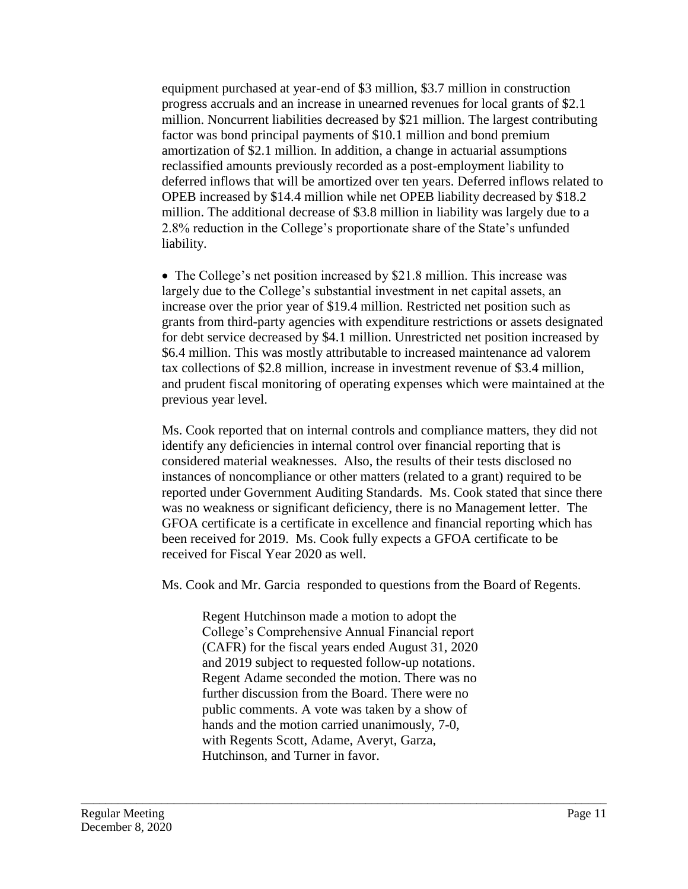equipment purchased at year-end of $3 million, $3.7 million in construction progress accruals and an increase in unearned revenues for local grants of $2.1 million. Noncurrent liabilities decreased by $21 million. The largest contributing factor was bond principal payments of $10.1 million and bond premium amortization of $2.1 million. In addition, a change in actuarial assumptions reclassified amounts previously recorded as a post-employment liability to deferred inflows that will be amortized over ten years. Deferred inflows related to OPEB increased by $14.4 million while net OPEB liability decreased by $18.2 million. The additional decrease of $3.8 million in liability was largely due to a 2.8% reduction in the College's proportionate share of the State's unfunded liability.

- The College's net position increased by $21.8 million. This increase was largely due to the College's substantial investment in net capital assets, an increase over the prior year of $19.4 million. Restricted net position such as grants from third-party agencies with expenditure restrictions or assets designated for debt service decreased by $4.1 million. Unrestricted net position increased by $6.4 million. This was mostly attributable to increased maintenance ad valorem tax collections of $2.8 million, increase in investment revenue of $3.4 million, and prudent fiscal monitoring of operating expenses which were maintained at the previous year level.

Ms. Cook reported that on internal controls and compliance matters, they did not identify any deficiencies in internal control over financial reporting that is considered material weaknesses. Also, the results of their tests disclosed no instances of noncompliance or other matters (related to a grant) required to be reported under Government Auditing Standards. Ms. Cook stated that since there was no weakness or significant deficiency, there is no Management letter. The GFOA certificate is a certificate in excellence and financial reporting which has been received for 2019. Ms. Cook fully expects a GFOA certificate to be received for Fiscal Year 2020 as well.

Ms. Cook and Mr. Garcia responded to questions from the Board of Regents.

> Regent Hutchinson made a motion to adopt the College's Comprehensive Annual Financial report (CAFR) for the fiscal years ended August 31, 2020 and 2019 subject to requested follow-up notations. Regent Adame seconded the motion. There was no further discussion from the Board. There were no public comments. A vote was taken by a show of hands and the motion carried unanimously, 7-0, with Regents Scott, Adame, Averyt, Garza, Hutchinson, and Turner in favor.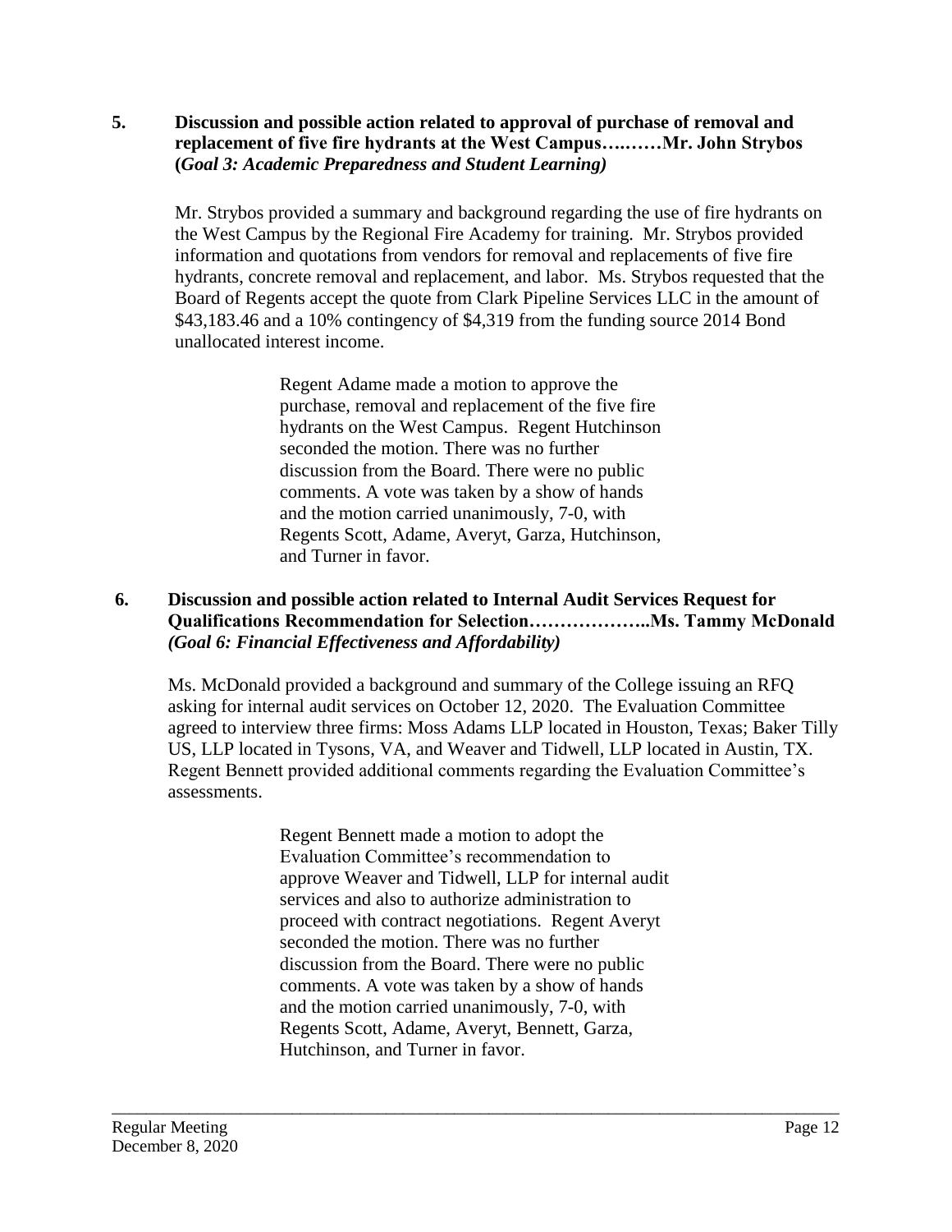**5. Discussion and possible action related to approval of purchase of removal and replacement of five fire hydrants at the West Campus….……Mr. John Strybos (*Goal 3: Academic Preparedness and Student Learning)***

Mr. Strybos provided a summary and background regarding the use of fire hydrants on the West Campus by the Regional Fire Academy for training. Mr. Strybos provided information and quotations from vendors for removal and replacements of five fire hydrants, concrete removal and replacement, and labor. Ms. Strybos requested that the Board of Regents accept the quote from Clark Pipeline Services LLC in the amount of $43,183.46 and a 10% contingency of $4,319 from the funding source 2014 Bond unallocated interest income.

> Regent Adame made a motion to approve the purchase, removal and replacement of the five fire hydrants on the West Campus. Regent Hutchinson seconded the motion. There was no further discussion from the Board. There were no public comments. A vote was taken by a show of hands and the motion carried unanimously, 7-0, with Regents Scott, Adame, Averyt, Garza, Hutchinson, and Turner in favor.

**6. Discussion and possible action related to Internal Audit Services Request for Qualifications Recommendation for Selection………………..Ms. Tammy McDonald *(Goal 6: Financial Effectiveness and Affordability)***

Ms. McDonald provided a background and summary of the College issuing an RFQ asking for internal audit services on October 12, 2020. The Evaluation Committee agreed to interview three firms: Moss Adams LLP located in Houston, Texas; Baker Tilly US, LLP located in Tysons, VA, and Weaver and Tidwell, LLP located in Austin, TX. Regent Bennett provided additional comments regarding the Evaluation Committee's assessments.

> Regent Bennett made a motion to adopt the Evaluation Committee's recommendation to approve Weaver and Tidwell, LLP for internal audit services and also to authorize administration to proceed with contract negotiations. Regent Averyt seconded the motion. There was no further discussion from the Board. There were no public comments. A vote was taken by a show of hands and the motion carried unanimously, 7-0, with Regents Scott, Adame, Averyt, Bennett, Garza, Hutchinson, and Turner in favor.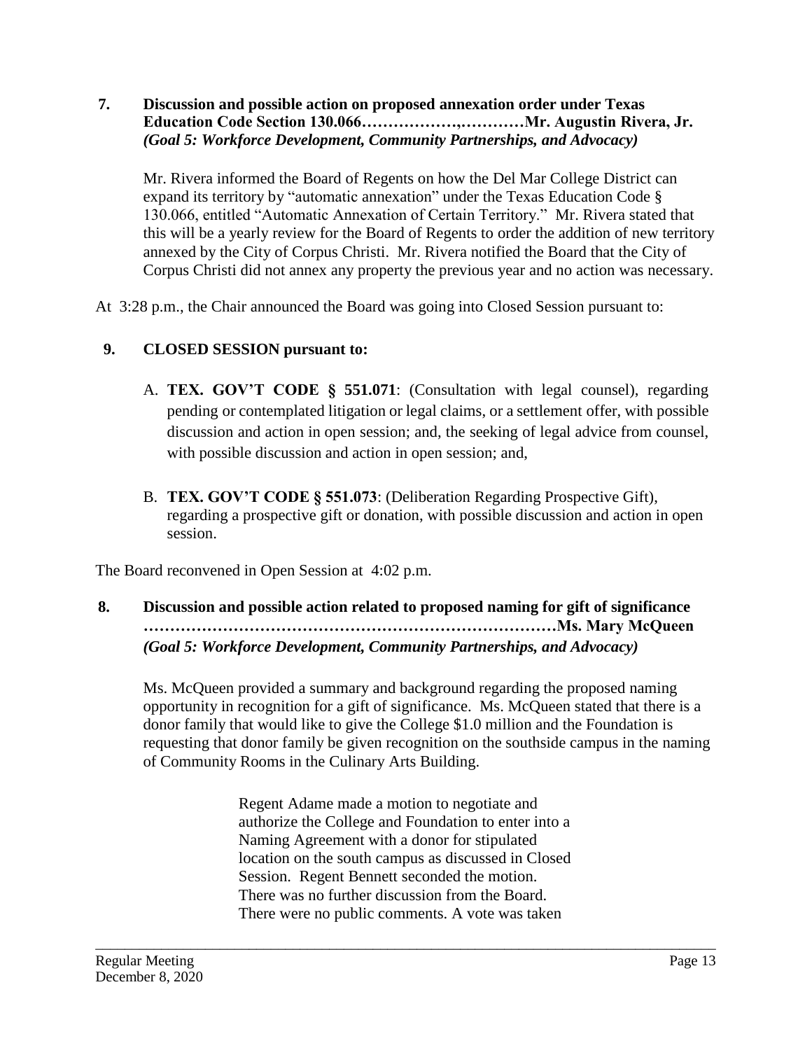**7. Discussion and possible action on proposed annexation order under Texas Education Code Section 130.066……………….,…………Mr. Augustin Rivera, Jr.** 
***(Goal 5: Workforce Development, Community Partnerships, and Advocacy)***

Mr. Rivera informed the Board of Regents on how the Del Mar College District can expand its territory by "automatic annexation" under the Texas Education Code § 130.066, entitled "Automatic Annexation of Certain Territory." Mr. Rivera stated that this will be a yearly review for the Board of Regents to order the addition of new territory annexed by the City of Corpus Christi. Mr. Rivera notified the Board that the City of Corpus Christi did not annex any property the previous year and no action was necessary.

At 3:28 p.m., the Chair announced the Board was going into Closed Session pursuant to:

**9. CLOSED SESSION pursuant to:**

A. **TEX. GOV'T CODE § 551.071**: (Consultation with legal counsel), regarding pending or contemplated litigation or legal claims, or a settlement offer, with possible discussion and action in open session; and, the seeking of legal advice from counsel, with possible discussion and action in open session; and,

B. **TEX. GOV'T CODE § 551.073**: (Deliberation Regarding Prospective Gift), regarding a prospective gift or donation, with possible discussion and action in open session.

The Board reconvened in Open Session at 4:02 p.m.

**8. Discussion and possible action related to proposed naming for gift of significance …………………………………………………………………Ms. Mary McQueen** 
***(Goal 5: Workforce Development, Community Partnerships, and Advocacy)***

Ms. McQueen provided a summary and background regarding the proposed naming opportunity in recognition for a gift of significance. Ms. McQueen stated that there is a donor family that would like to give the College $1.0 million and the Foundation is requesting that donor family be given recognition on the southside campus in the naming of Community Rooms in the Culinary Arts Building.

> Regent Adame made a motion to negotiate and authorize the College and Foundation to enter into a Naming Agreement with a donor for stipulated location on the south campus as discussed in Closed Session. Regent Bennett seconded the motion. There was no further discussion from the Board. There were no public comments. A vote was taken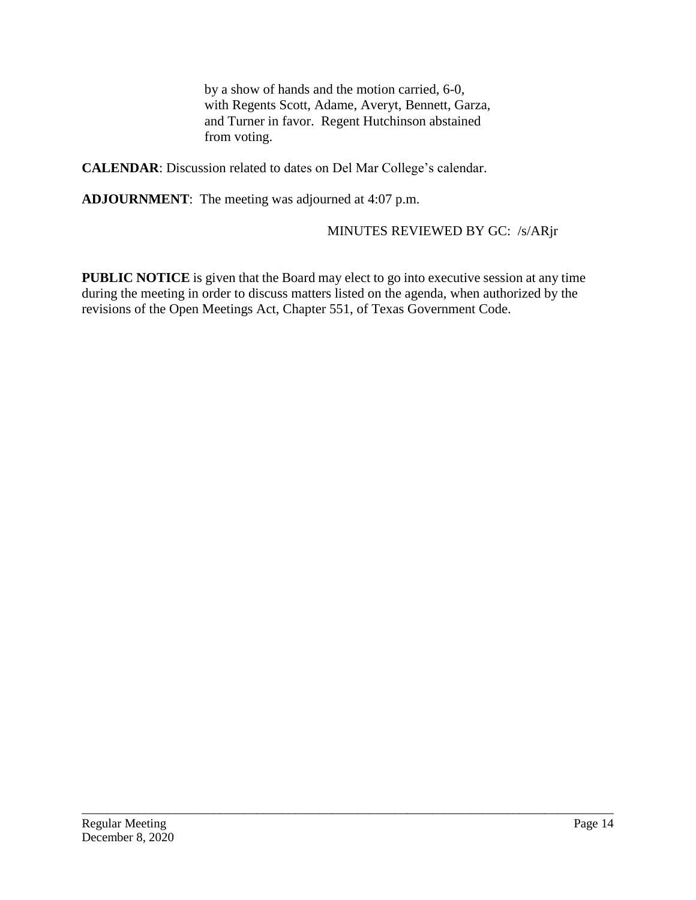by a show of hands and the motion carried, 6-0, with Regents Scott, Adame, Averyt, Bennett, Garza, and Turner in favor. Regent Hutchinson abstained from voting.

**CALENDAR**: Discussion related to dates on Del Mar College's calendar.

**ADJOURNMENT**: The meeting was adjourned at 4:07 p.m.

MINUTES REVIEWED BY GC: /s/ARjr

**PUBLIC NOTICE** is given that the Board may elect to go into executive session at any time during the meeting in order to discuss matters listed on the agenda, when authorized by the revisions of the Open Meetings Act, Chapter 551, of Texas Government Code.